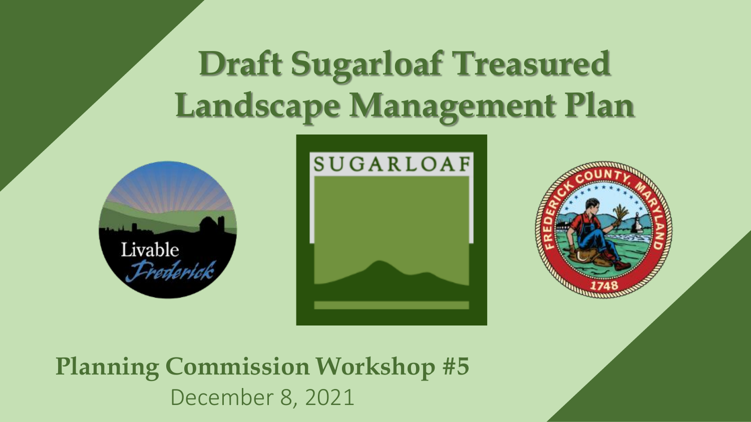# Draft Sugarloaf Treasured Landscape Management Plan

**Planning Commission Workshop #5**

December 8, 2021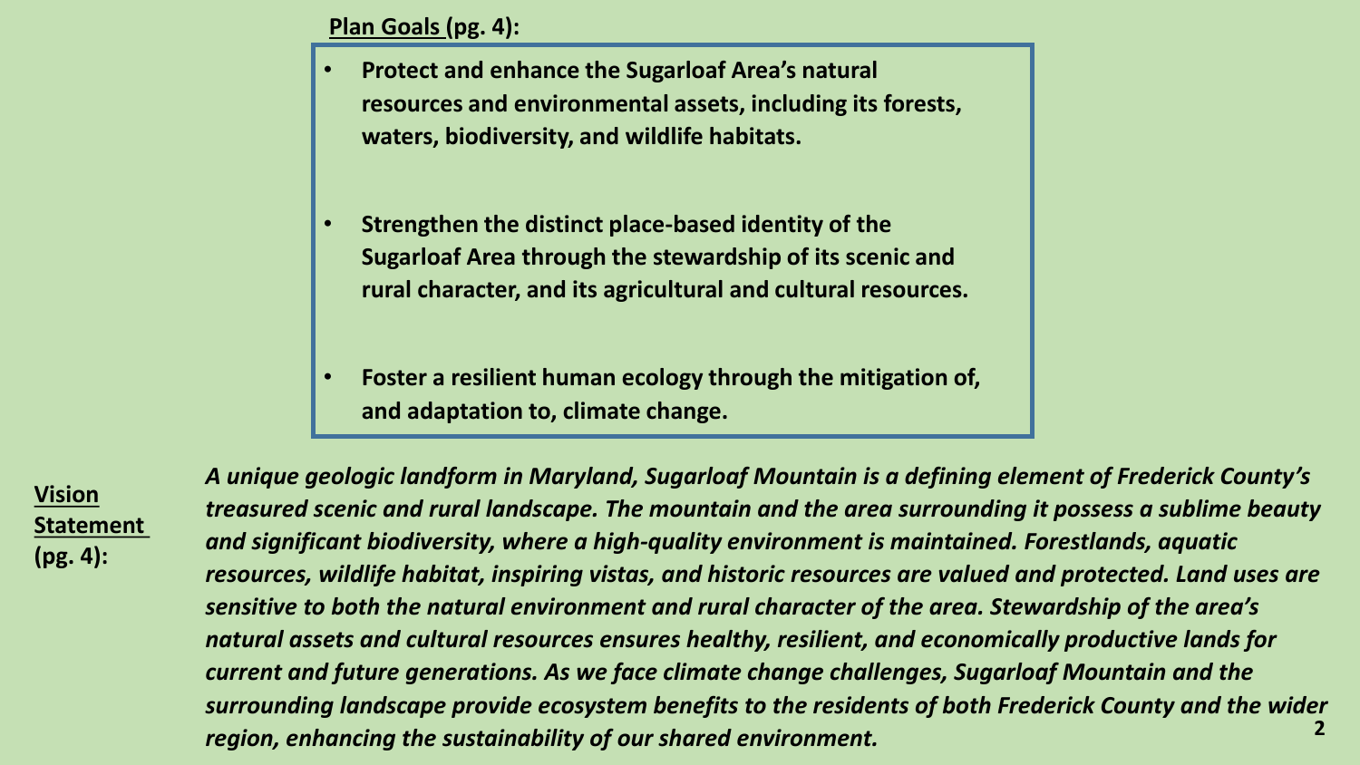**Plan Goals (pg. 4):**

- **Protect and enhance the Sugarloaf Area's natural resources and environmental assets, including its forests, waters, biodiversity, and wildlife habitats.**
- **Strengthen the distinct place-based identity of the Sugarloaf Area through the stewardship of its scenic and rural character, and its agricultural and cultural resources.**
- **Foster a resilient human ecology through the mitigation of, and adaptation to, climate change.**

**Vision Statement (pg. 4):**

***A unique geologic landform in Maryland, Sugarloaf Mountain is a defining element of Frederick County's treasured scenic and rural landscape. The mountain and the area surrounding it possess a sublime beauty and significant biodiversity, where a high-quality environment is maintained. Forestlands, aquatic resources, wildlife habitat, inspiring vistas, and historic resources are valued and protected. Land uses are sensitive to both the natural environment and rural character of the area. Stewardship of the area's natural assets and cultural resources ensures healthy, resilient, and economically productive lands for current and future generations. As we face climate change challenges, Sugarloaf Mountain and the surrounding landscape provide ecosystem benefits to the residents of both Frederick County and the wider region, enhancing the sustainability of our shared environment.***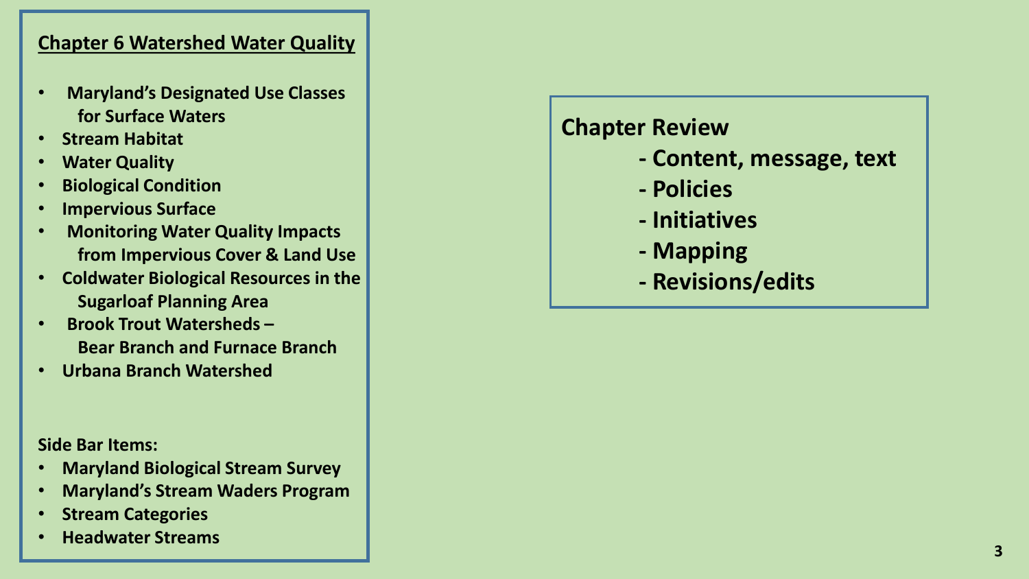## Chapter 6 Watershed Water Quality

- **Maryland's Designated Use Classes for Surface Waters**
- **Stream Habitat**
- **Water Quality**
- **Biological Condition**
- **Impervious Surface**
- **Monitoring Water Quality Impacts from Impervious Cover & Land Use**
- **Coldwater Biological Resources in the Sugarloaf Planning Area**
- **Brook Trout Watersheds – Bear Branch and Furnace Branch**
- **Urbana Branch Watershed**

**Side Bar Items:**

- **Maryland Biological Stream Survey**
- **Maryland's Stream Waders Program**
- **Stream Categories**
- **Headwater Streams**

**Chapter Review**

- **Content, message, text**
- **Policies**
- **Initiatives**
- **Mapping**
- **Revisions/edits**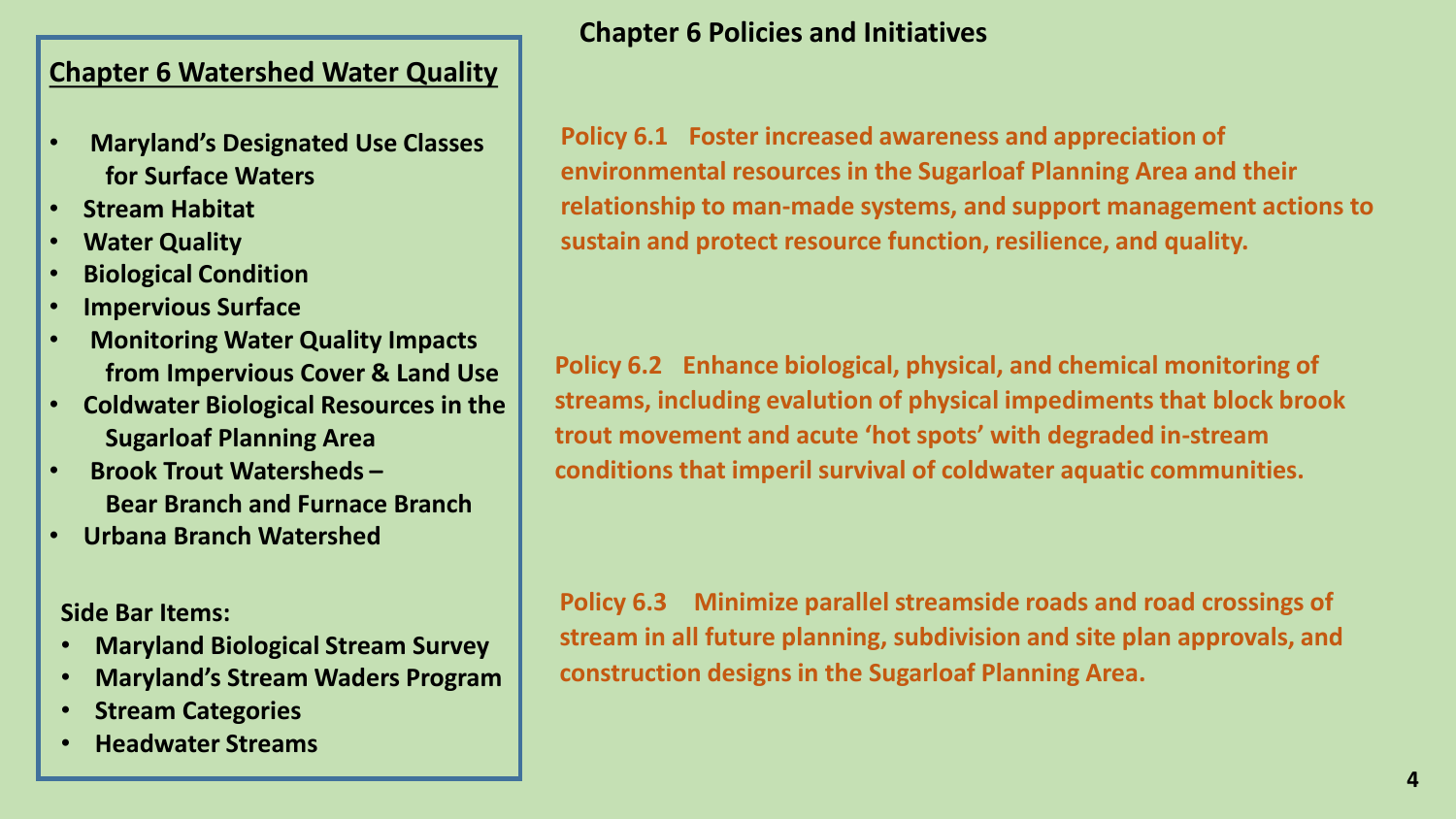## Chapter 6 Watershed Water Quality

- **Maryland's Designated Use Classes for Surface Waters**
- **Stream Habitat**
- **Water Quality**
- **Biological Condition**
- **Impervious Surface**
- **Monitoring Water Quality Impacts from Impervious Cover & Land Use**
- **Coldwater Biological Resources in the Sugarloaf Planning Area**
- **Brook Trout Watersheds – Bear Branch and Furnace Branch**
- **Urbana Branch Watershed**

**Side Bar Items:**

- **Maryland Biological Stream Survey**
- **Maryland's Stream Waders Program**
- **Stream Categories**
- **Headwater Streams**

## Chapter 6 Policies and Initiatives

**Policy 6.1 Foster increased awareness and appreciation of environmental resources in the Sugarloaf Planning Area and their relationship to man-made systems, and support management actions to sustain and protect resource function, resilience, and quality.**

**Policy 6.2 Enhance biological, physical, and chemical monitoring of streams, including evalution of physical impediments that block brook trout movement and acute 'hot spots' with degraded in-stream conditions that imperil survival of coldwater aquatic communities.**

**Policy 6.3 Minimize parallel streamside roads and road crossings of stream in all future planning, subdivision and site plan approvals, and construction designs in the Sugarloaf Planning Area.**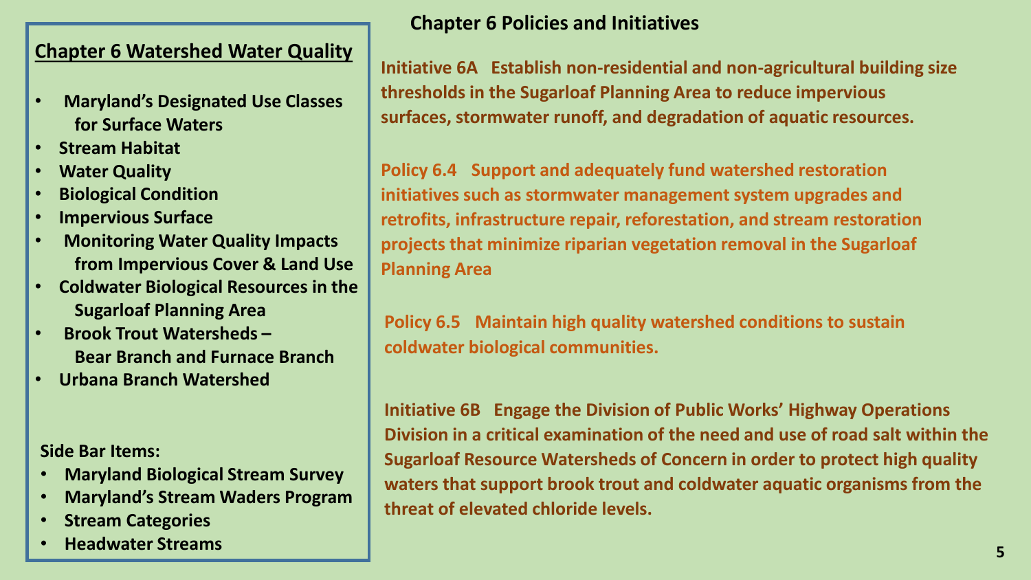## Chapter 6 Watershed Water Quality

- Maryland's Designated Use Classes for Surface Waters
- Stream Habitat
- Water Quality
- Biological Condition
- Impervious Surface
- Monitoring Water Quality Impacts from Impervious Cover & Land Use
- Coldwater Biological Resources in the Sugarloaf Planning Area
- Brook Trout Watersheds – Bear Branch and Furnace Branch
- Urbana Branch Watershed

**Side Bar Items:**

- Maryland Biological Stream Survey
- Maryland's Stream Waders Program
- Stream Categories
- Headwater Streams

## Chapter 6 Policies and Initiatives

**Initiative 6A** Establish non-residential and non-agricultural building size thresholds in the Sugarloaf Planning Area to reduce impervious surfaces, stormwater runoff, and degradation of aquatic resources.

**Policy 6.4** Support and adequately fund watershed restoration initiatives such as stormwater management system upgrades and retrofits, infrastructure repair, reforestation, and stream restoration projects that minimize riparian vegetation removal in the Sugarloaf Planning Area

**Policy 6.5** Maintain high quality watershed conditions to sustain coldwater biological communities.

**Initiative 6B** Engage the Division of Public Works' Highway Operations Division in a critical examination of the need and use of road salt within the Sugarloaf Resource Watersheds of Concern in order to protect high quality waters that support brook trout and coldwater aquatic organisms from the threat of elevated chloride levels.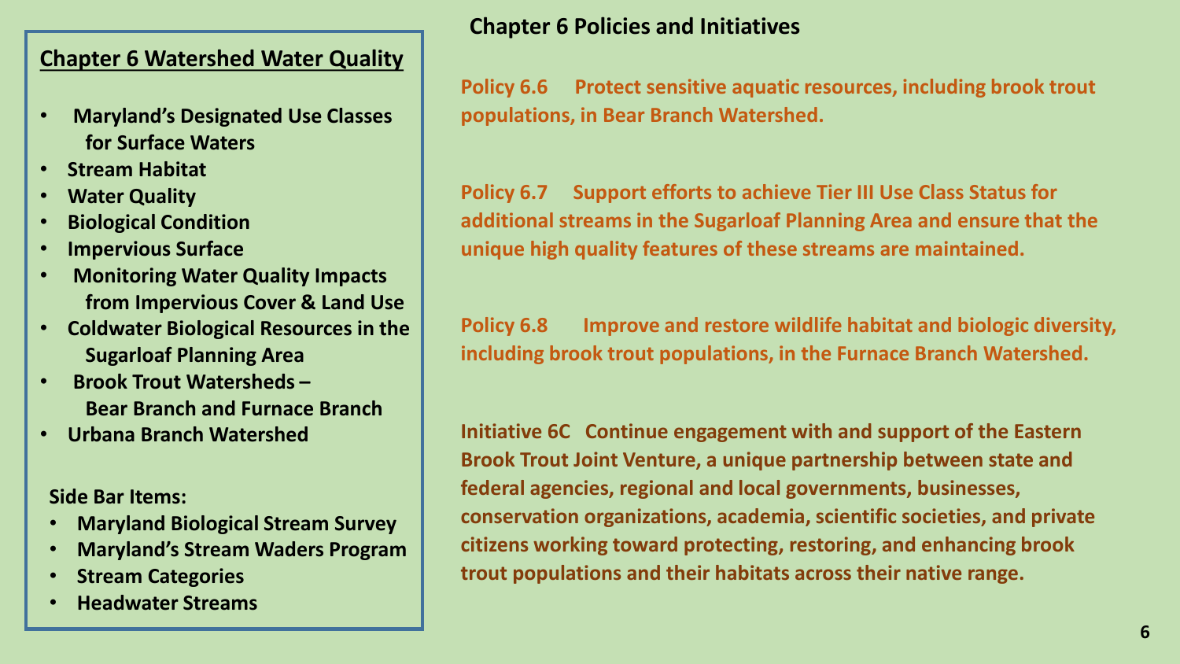## Chapter 6 Watershed Water Quality

- **Maryland's Designated Use Classes for Surface Waters**
- **Stream Habitat**
- **Water Quality**
- **Biological Condition**
- **Impervious Surface**
- **Monitoring Water Quality Impacts from Impervious Cover & Land Use**
- **Coldwater Biological Resources in the Sugarloaf Planning Area**
- **Brook Trout Watersheds – Bear Branch and Furnace Branch**
- **Urbana Branch Watershed**

**Side Bar Items:**

- **Maryland Biological Stream Survey**
- **Maryland's Stream Waders Program**
- **Stream Categories**
- **Headwater Streams**

## Chapter 6 Policies and Initiatives

**Policy 6.6 Protect sensitive aquatic resources, including brook trout populations, in Bear Branch Watershed.**

**Policy 6.7 Support efforts to achieve Tier III Use Class Status for additional streams in the Sugarloaf Planning Area and ensure that the unique high quality features of these streams are maintained.**

**Policy 6.8 Improve and restore wildlife habitat and biologic diversity, including brook trout populations, in the Furnace Branch Watershed.**

**Initiative 6C Continue engagement with and support of the Eastern Brook Trout Joint Venture, a unique partnership between state and federal agencies, regional and local governments, businesses, conservation organizations, academia, scientific societies, and private citizens working toward protecting, restoring, and enhancing brook trout populations and their habitats across their native range.**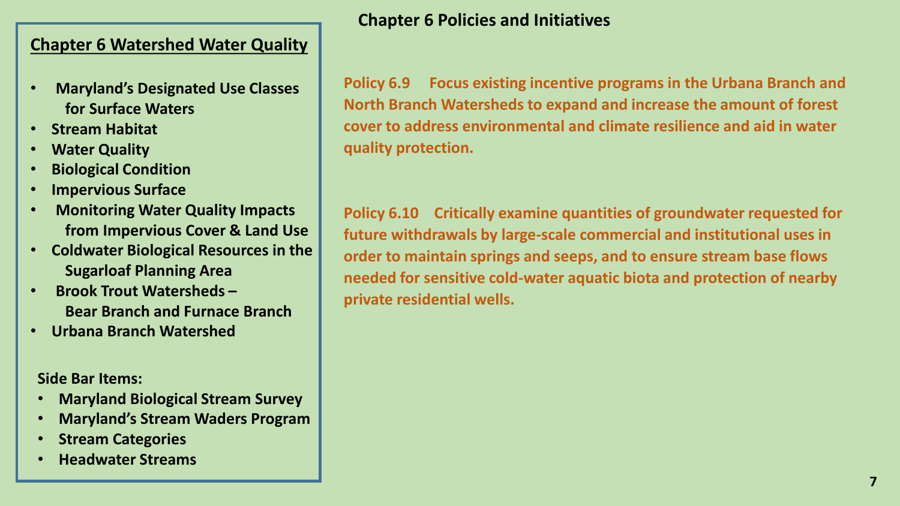## Chapter 6 Watershed Water Quality

- Maryland's Designated Use Classes for Surface Waters
- Stream Habitat
- Water Quality
- Biological Condition
- Impervious Surface
- Monitoring Water Quality Impacts from Impervious Cover & Land Use
- Coldwater Biological Resources in the Sugarloaf Planning Area
- Brook Trout Watersheds – Bear Branch and Furnace Branch
- Urbana Branch Watershed

**Side Bar Items:**

- Maryland Biological Stream Survey
- Maryland's Stream Waders Program
- Stream Categories
- Headwater Streams

## Chapter 6 Policies and Initiatives

**Policy 6.9** Focus existing incentive programs in the Urbana Branch and North Branch Watersheds to expand and increase the amount of forest cover to address environmental and climate resilience and aid in water quality protection.

**Policy 6.10** Critically examine quantities of groundwater requested for future withdrawals by large-scale commercial and institutional uses in order to maintain springs and seeps, and to ensure stream base flows needed for sensitive cold-water aquatic biota and protection of nearby private residential wells.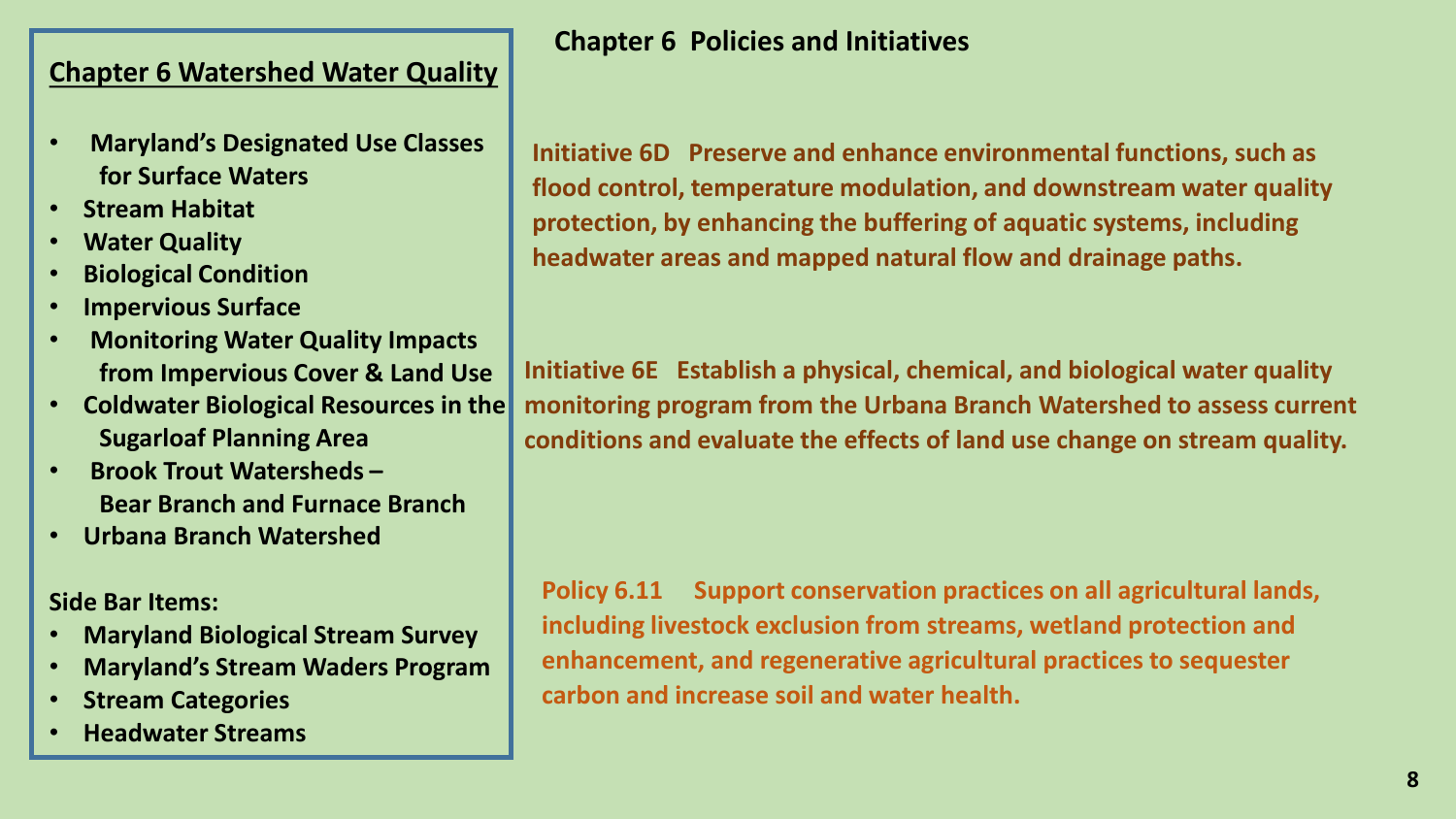## Chapter 6 Watershed Water Quality

- **Maryland's Designated Use Classes for Surface Waters**
- **Stream Habitat**
- **Water Quality**
- **Biological Condition**
- **Impervious Surface**
- **Monitoring Water Quality Impacts from Impervious Cover & Land Use**
- **Coldwater Biological Resources in the Sugarloaf Planning Area**
- **Brook Trout Watersheds – Bear Branch and Furnace Branch**
- **Urbana Branch Watershed**

**Side Bar Items:**

- **Maryland Biological Stream Survey**
- **Maryland's Stream Waders Program**
- **Stream Categories**
- **Headwater Streams**

## Chapter 6 Policies and Initiatives

**Initiative 6D Preserve and enhance environmental functions, such as flood control, temperature modulation, and downstream water quality protection, by enhancing the buffering of aquatic systems, including headwater areas and mapped natural flow and drainage paths.**

**Initiative 6E Establish a physical, chemical, and biological water quality monitoring program from the Urbana Branch Watershed to assess current conditions and evaluate the effects of land use change on stream quality.**

**Policy 6.11 Support conservation practices on all agricultural lands, including livestock exclusion from streams, wetland protection and enhancement, and regenerative agricultural practices to sequester carbon and increase soil and water health.**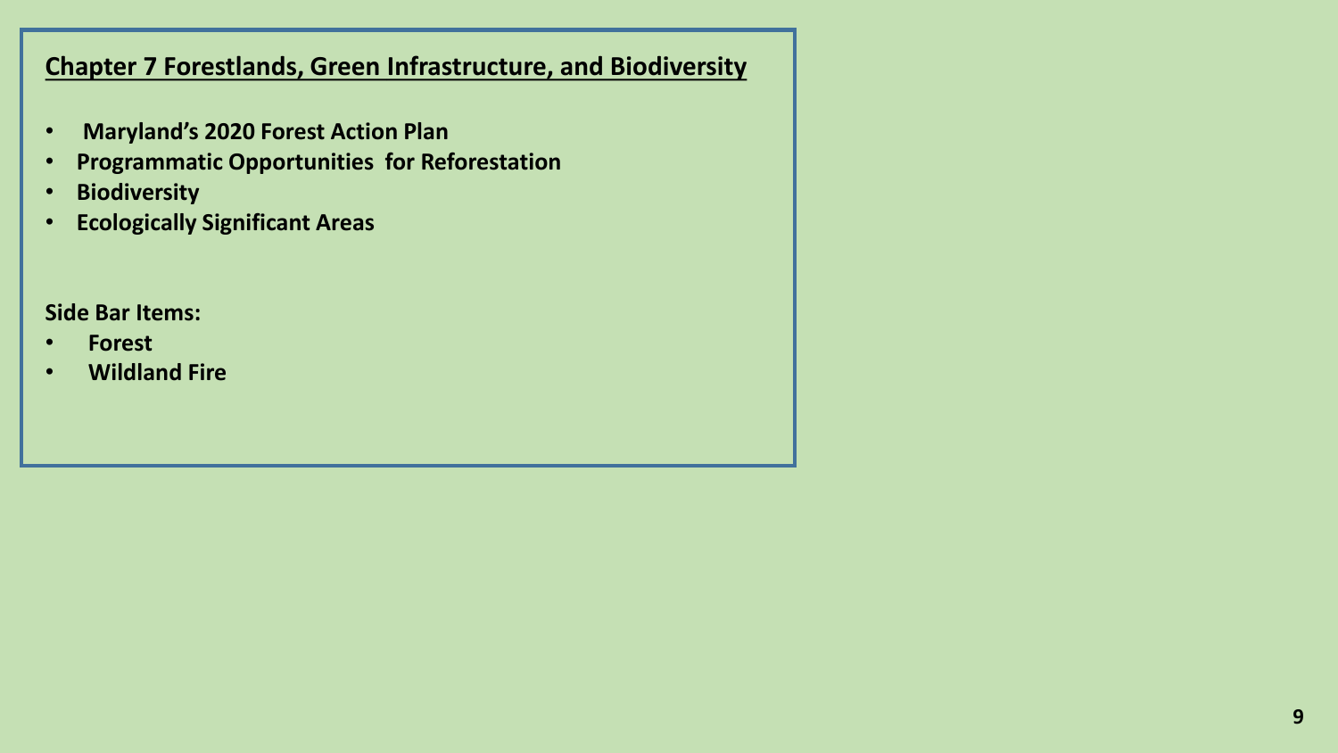## Chapter 7 Forestlands, Green Infrastructure, and Biodiversity

- **Maryland's 2020 Forest Action Plan**
- **Programmatic Opportunities for Reforestation**
- **Biodiversity**
- **Ecologically Significant Areas**

**Side Bar Items:**

- **Forest**
- **Wildland Fire**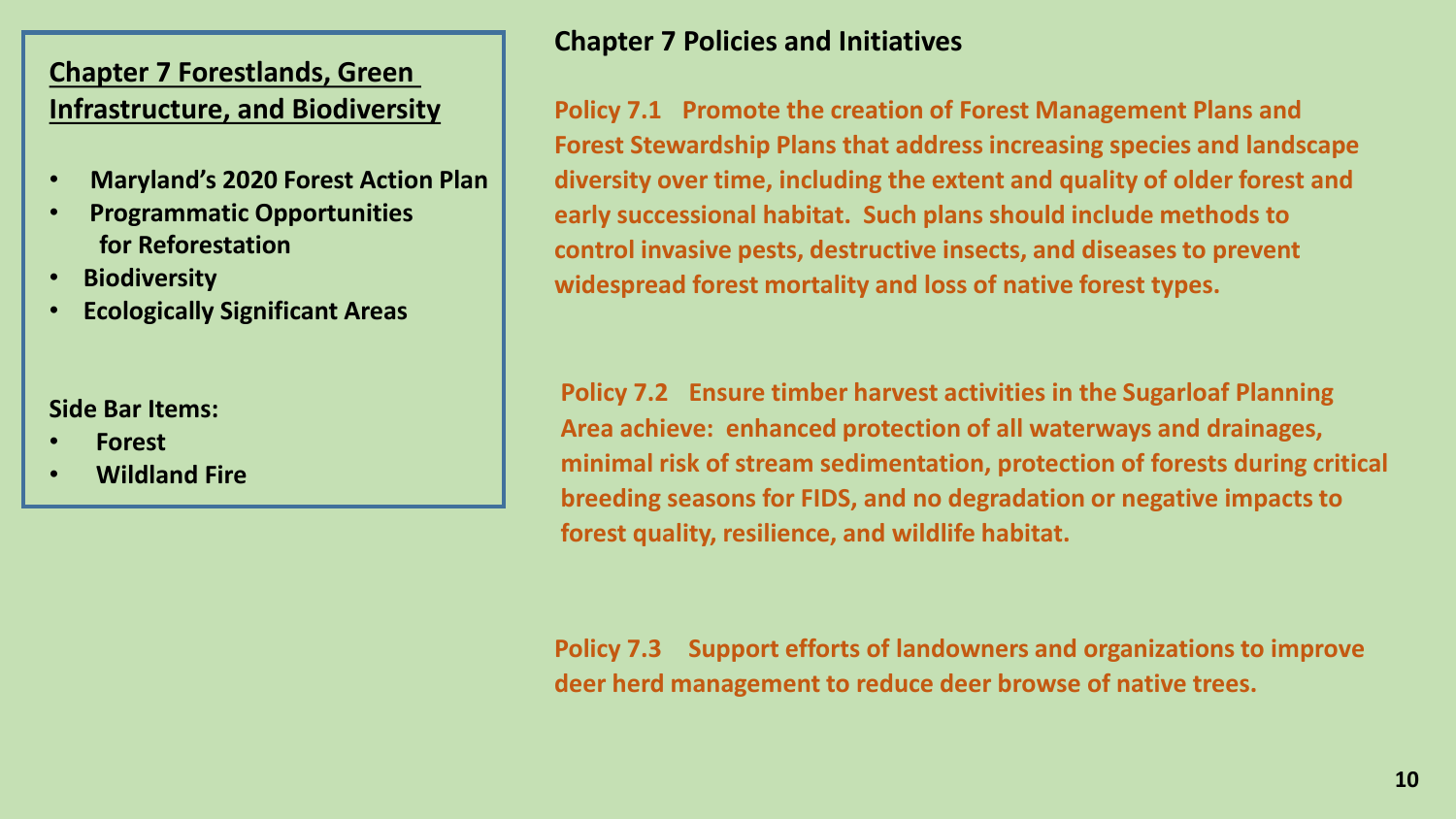## Chapter 7 Forestlands, Green Infrastructure, and Biodiversity

- **Maryland's 2020 Forest Action Plan**
- **Programmatic Opportunities for Reforestation**
- **Biodiversity**
- **Ecologically Significant Areas**

**Side Bar Items:**

- **Forest**
- **Wildland Fire**

## Chapter 7 Policies and Initiatives

**Policy 7.1 Promote the creation of Forest Management Plans and Forest Stewardship Plans that address increasing species and landscape diversity over time, including the extent and quality of older forest and early successional habitat. Such plans should include methods to control invasive pests, destructive insects, and diseases to prevent widespread forest mortality and loss of native forest types.**

**Policy 7.2 Ensure timber harvest activities in the Sugarloaf Planning Area achieve: enhanced protection of all waterways and drainages, minimal risk of stream sedimentation, protection of forests during critical breeding seasons for FIDS, and no degradation or negative impacts to forest quality, resilience, and wildlife habitat.**

**Policy 7.3 Support efforts of landowners and organizations to improve deer herd management to reduce deer browse of native trees.**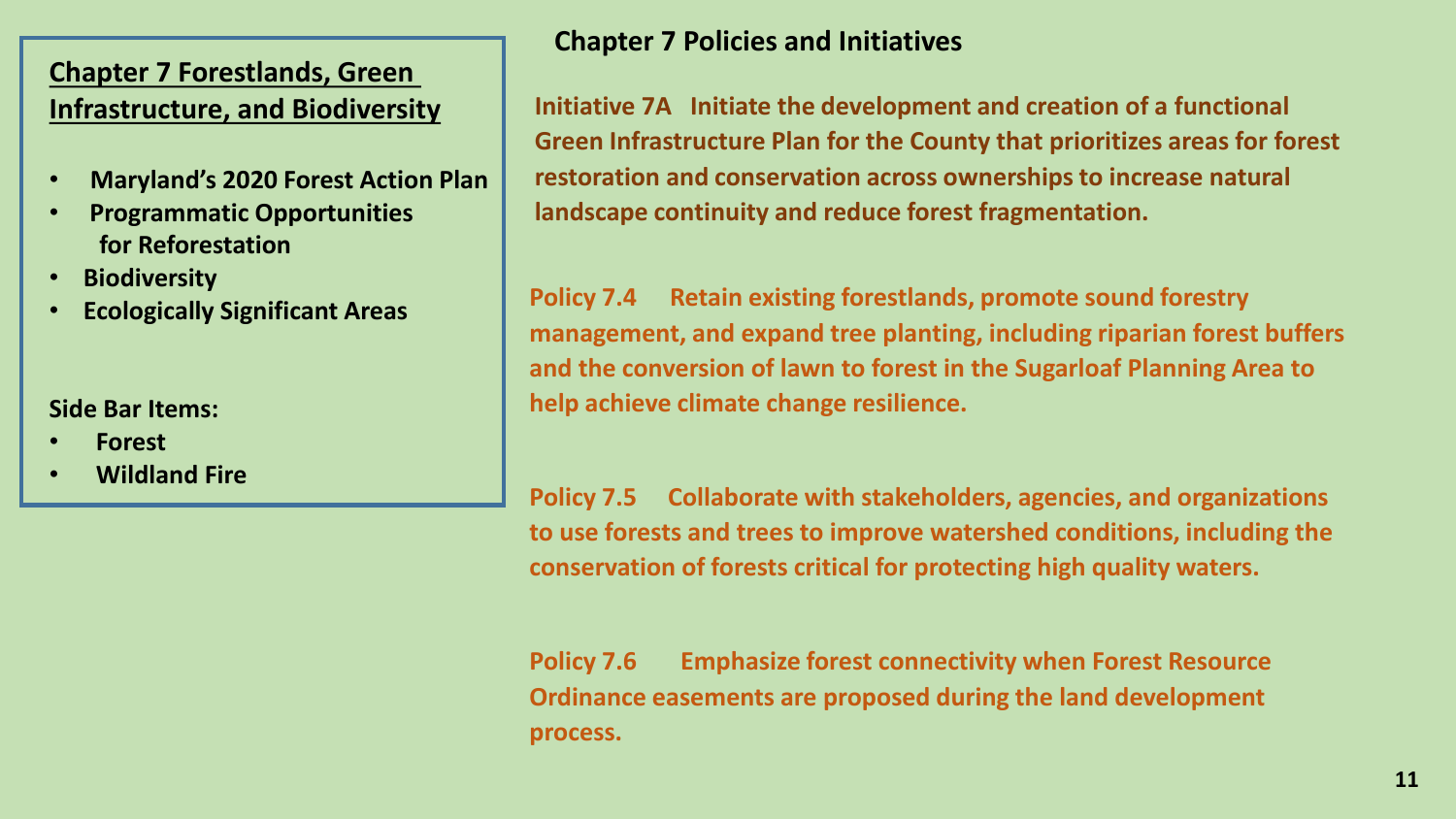## Chapter 7 Forestlands, Green Infrastructure, and Biodiversity

- **Maryland's 2020 Forest Action Plan**
- **Programmatic Opportunities for Reforestation**
- **Biodiversity**
- **Ecologically Significant Areas**

**Side Bar Items:**

- **Forest**
- **Wildland Fire**

## Chapter 7 Policies and Initiatives

**Initiative 7A** **Initiate the development and creation of a functional Green Infrastructure Plan for the County that prioritizes areas for forest restoration and conservation across ownerships to increase natural landscape continuity and reduce forest fragmentation.**

**Policy 7.4** **Retain existing forestlands, promote sound forestry management, and expand tree planting, including riparian forest buffers and the conversion of lawn to forest in the Sugarloaf Planning Area to help achieve climate change resilience.**

**Policy 7.5** **Collaborate with stakeholders, agencies, and organizations to use forests and trees to improve watershed conditions, including the conservation of forests critical for protecting high quality waters.**

**Policy 7.6** **Emphasize forest connectivity when Forest Resource Ordinance easements are proposed during the land development process.**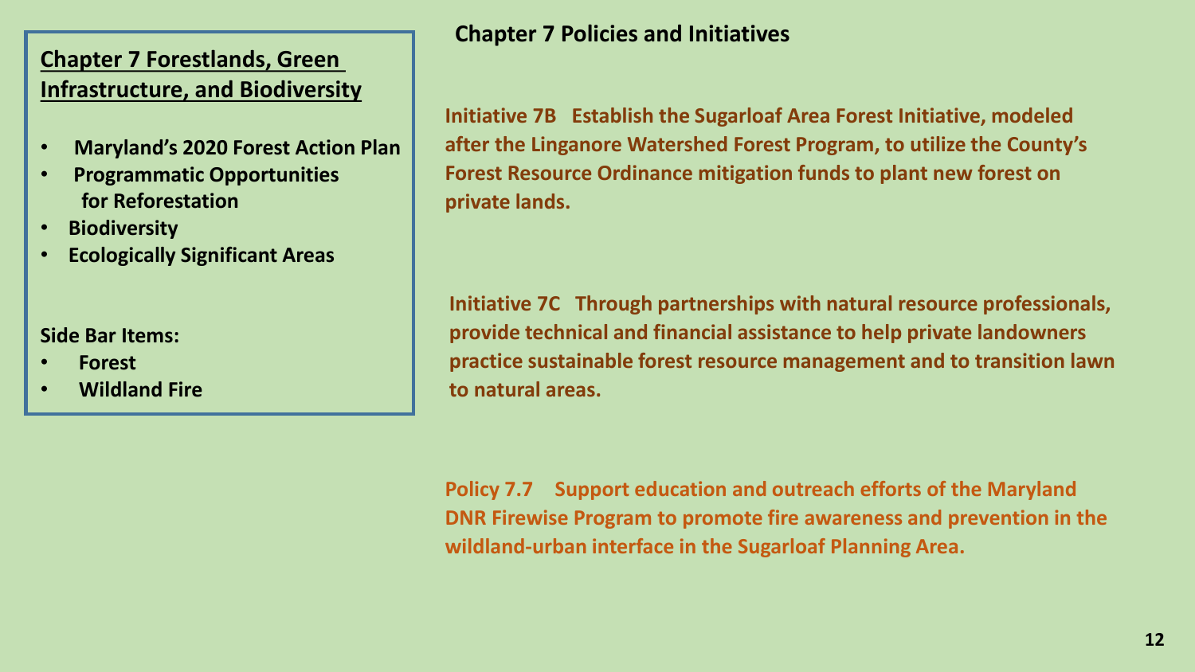## Chapter 7 Forestlands, Green Infrastructure, and Biodiversity

- **Maryland's 2020 Forest Action Plan**
- **Programmatic Opportunities for Reforestation**
- **Biodiversity**
- **Ecologically Significant Areas**

**Side Bar Items:**

- **Forest**
- **Wildland Fire**

## Chapter 7 Policies and Initiatives

**Initiative 7B Establish the Sugarloaf Area Forest Initiative, modeled after the Linganore Watershed Forest Program, to utilize the County's Forest Resource Ordinance mitigation funds to plant new forest on private lands.**

**Initiative 7C Through partnerships with natural resource professionals, provide technical and financial assistance to help private landowners practice sustainable forest resource management and to transition lawn to natural areas.**

**Policy 7.7 Support education and outreach efforts of the Maryland DNR Firewise Program to promote fire awareness and prevention in the wildland-urban interface in the Sugarloaf Planning Area.**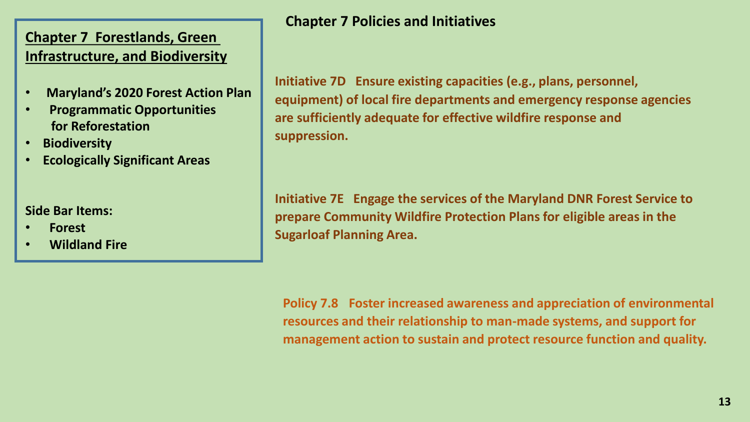## Chapter 7 Forestlands, Green Infrastructure, and Biodiversity

- **Maryland's 2020 Forest Action Plan**
- **Programmatic Opportunities for Reforestation**
- **Biodiversity**
- **Ecologically Significant Areas**

**Side Bar Items:**

- **Forest**
- **Wildland Fire**

## Chapter 7 Policies and Initiatives

**Initiative 7D Ensure existing capacities (e.g., plans, personnel, equipment) of local fire departments and emergency response agencies are sufficiently adequate for effective wildfire response and suppression.**

**Initiative 7E Engage the services of the Maryland DNR Forest Service to prepare Community Wildfire Protection Plans for eligible areas in the Sugarloaf Planning Area.**

**Policy 7.8 Foster increased awareness and appreciation of environmental resources and their relationship to man-made systems, and support for management action to sustain and protect resource function and quality.**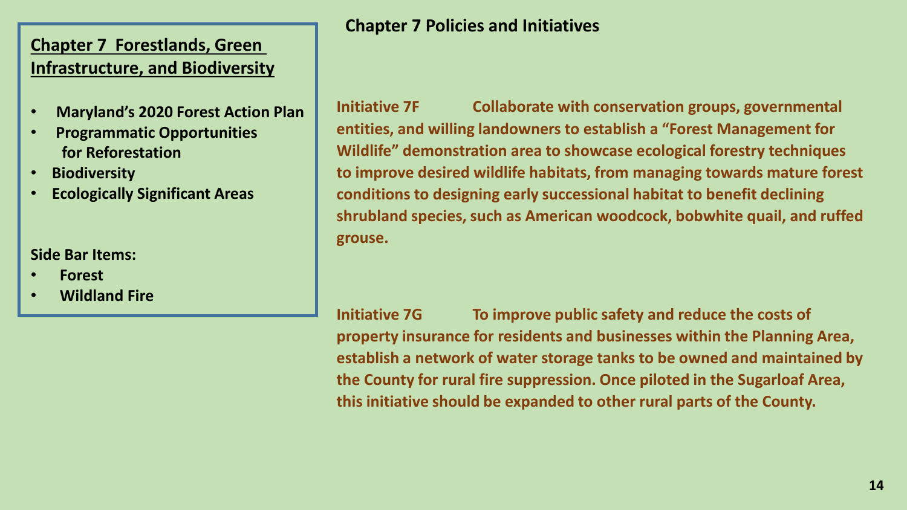## Chapter 7 Forestlands, Green Infrastructure, and Biodiversity

- **Maryland's 2020 Forest Action Plan**
- **Programmatic Opportunities for Reforestation**
- **Biodiversity**
- **Ecologically Significant Areas**

**Side Bar Items:**

- **Forest**
- **Wildland Fire**

## Chapter 7 Policies and Initiatives

**Initiative 7F** Collaborate with conservation groups, governmental entities, and willing landowners to establish a "Forest Management for Wildlife" demonstration area to showcase ecological forestry techniques to improve desired wildlife habitats, from managing towards mature forest conditions to designing early successional habitat to benefit declining shrubland species, such as American woodcock, bobwhite quail, and ruffed grouse.

**Initiative 7G** To improve public safety and reduce the costs of property insurance for residents and businesses within the Planning Area, establish a network of water storage tanks to be owned and maintained by the County for rural fire suppression. Once piloted in the Sugarloaf Area, this initiative should be expanded to other rural parts of the County.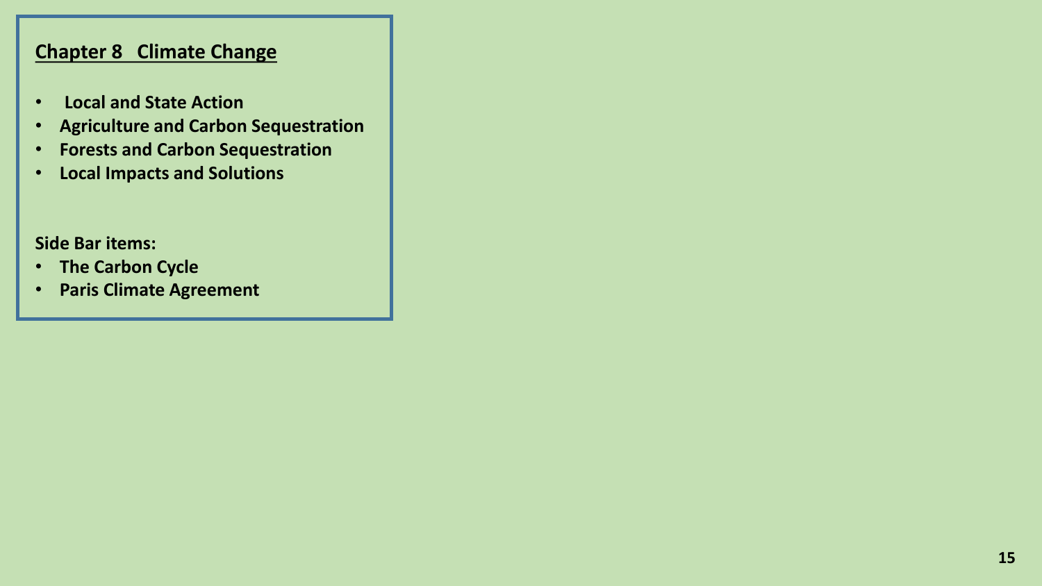## Chapter 8 Climate Change

- **Local and State Action**
- **Agriculture and Carbon Sequestration**
- **Forests and Carbon Sequestration**
- **Local Impacts and Solutions**

**Side Bar items:**

- **The Carbon Cycle**
- **Paris Climate Agreement**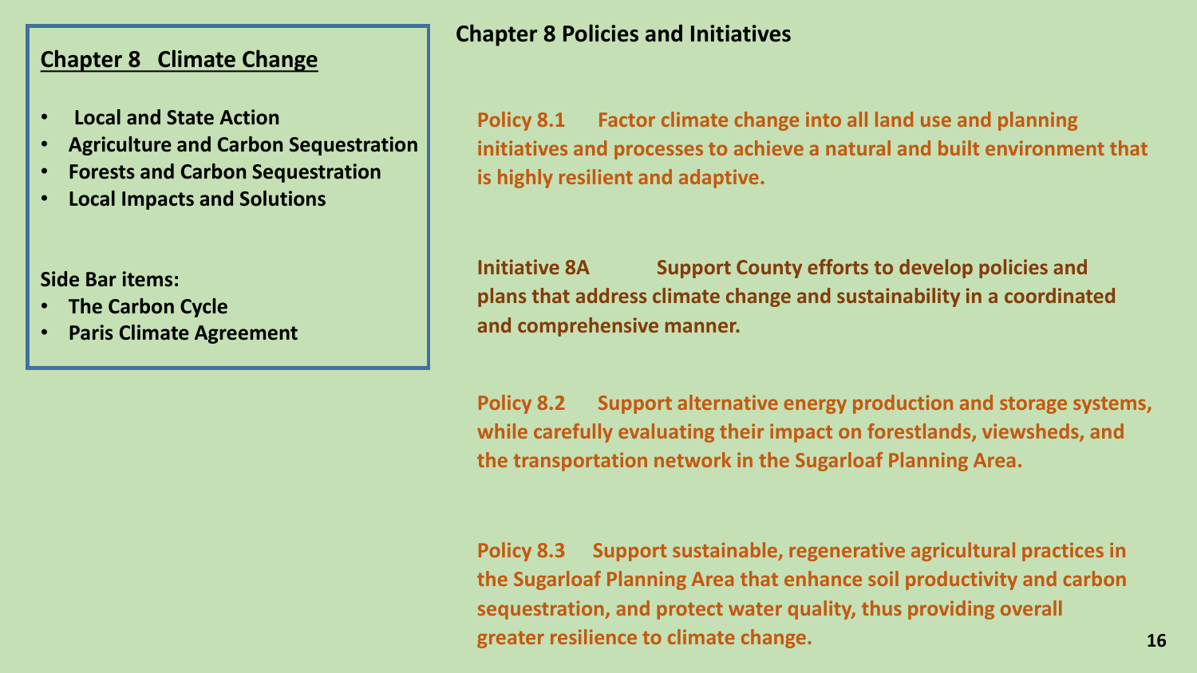## Chapter 8 Climate Change

- Local and State Action
- Agriculture and Carbon Sequestration
- Forests and Carbon Sequestration
- Local Impacts and Solutions

**Side Bar items:**

- The Carbon Cycle
- Paris Climate Agreement

## Chapter 8 Policies and Initiatives

**Policy 8.1** Factor climate change into all land use and planning initiatives and processes to achieve a natural and built environment that is highly resilient and adaptive.

**Initiative 8A** Support County efforts to develop policies and plans that address climate change and sustainability in a coordinated and comprehensive manner.

**Policy 8.2** Support alternative energy production and storage systems, while carefully evaluating their impact on forestlands, viewsheds, and the transportation network in the Sugarloaf Planning Area.

**Policy 8.3** Support sustainable, regenerative agricultural practices in the Sugarloaf Planning Area that enhance soil productivity and carbon sequestration, and protect water quality, thus providing overall greater resilience to climate change.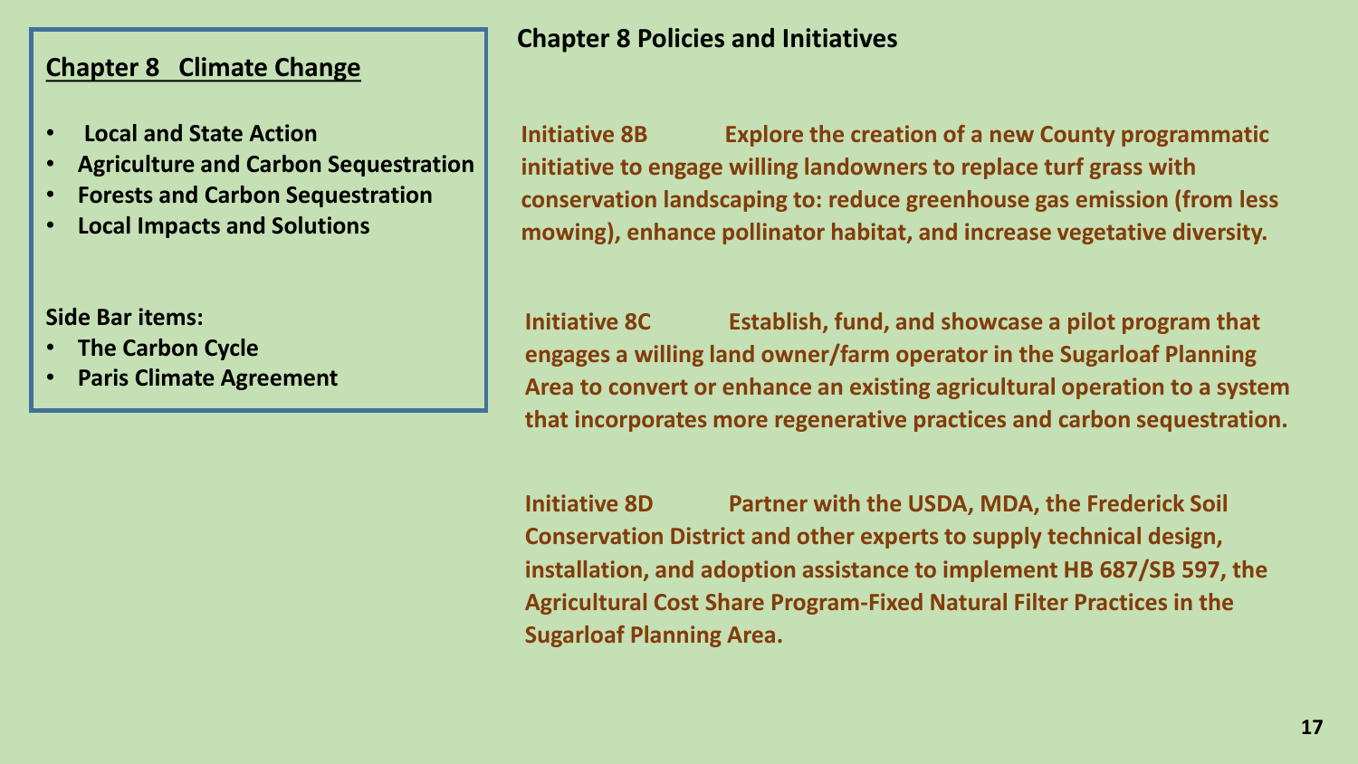## Chapter 8 Climate Change

- **Local and State Action**
- **Agriculture and Carbon Sequestration**
- **Forests and Carbon Sequestration**
- **Local Impacts and Solutions**

**Side Bar items:**

- **The Carbon Cycle**
- **Paris Climate Agreement**

## Chapter 8 Policies and Initiatives

**Initiative 8B** Explore the creation of a new County programmatic initiative to engage willing landowners to replace turf grass with conservation landscaping to: reduce greenhouse gas emission (from less mowing), enhance pollinator habitat, and increase vegetative diversity.

**Initiative 8C** Establish, fund, and showcase a pilot program that engages a willing land owner/farm operator in the Sugarloaf Planning Area to convert or enhance an existing agricultural operation to a system that incorporates more regenerative practices and carbon sequestration.

**Initiative 8D** Partner with the USDA, MDA, the Frederick Soil Conservation District and other experts to supply technical design, installation, and adoption assistance to implement HB 687/SB 597, the Agricultural Cost Share Program-Fixed Natural Filter Practices in the Sugarloaf Planning Area.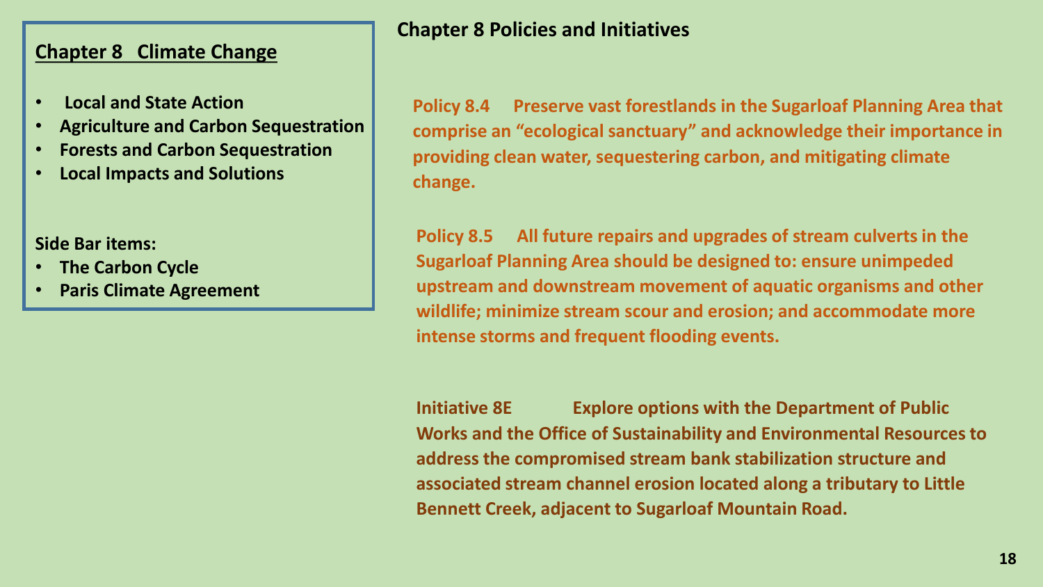## Chapter 8 Climate Change

- **Local and State Action**
- **Agriculture and Carbon Sequestration**
- **Forests and Carbon Sequestration**
- **Local Impacts and Solutions**

**Side Bar items:**

- **The Carbon Cycle**
- **Paris Climate Agreement**

## Chapter 8 Policies and Initiatives

**Policy 8.4** **Preserve vast forestlands in the Sugarloaf Planning Area that comprise an "ecological sanctuary" and acknowledge their importance in providing clean water, sequestering carbon, and mitigating climate change.**

**Policy 8.5** **All future repairs and upgrades of stream culverts in the Sugarloaf Planning Area should be designed to: ensure unimpeded upstream and downstream movement of aquatic organisms and other wildlife; minimize stream scour and erosion; and accommodate more intense storms and frequent flooding events.**

**Initiative 8E** **Explore options with the Department of Public Works and the Office of Sustainability and Environmental Resources to address the compromised stream bank stabilization structure and associated stream channel erosion located along a tributary to Little Bennett Creek, adjacent to Sugarloaf Mountain Road.**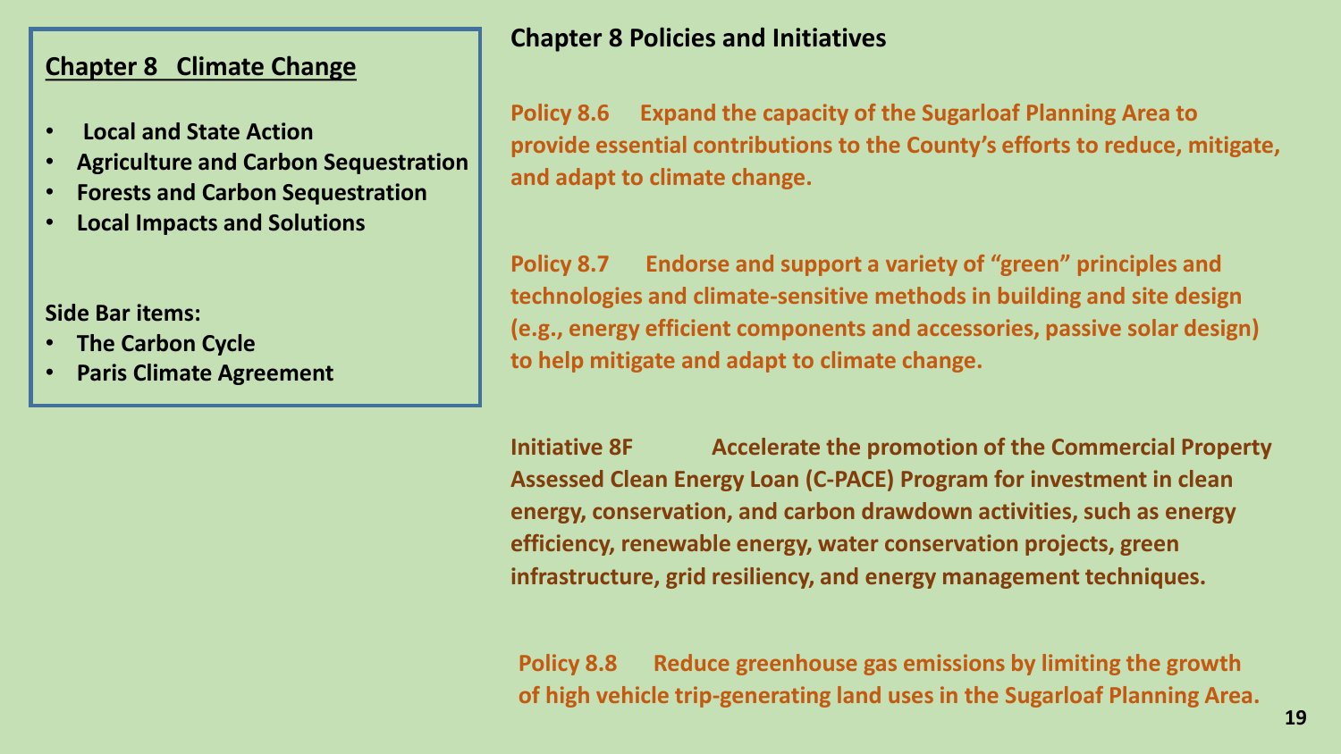## Chapter 8 Climate Change

- **Local and State Action**
- **Agriculture and Carbon Sequestration**
- **Forests and Carbon Sequestration**
- **Local Impacts and Solutions**

**Side Bar items:**

- **The Carbon Cycle**
- **Paris Climate Agreement**

## Chapter 8 Policies and Initiatives

**Policy 8.6 Expand the capacity of the Sugarloaf Planning Area to provide essential contributions to the County's efforts to reduce, mitigate, and adapt to climate change.**

**Policy 8.7 Endorse and support a variety of "green" principles and technologies and climate-sensitive methods in building and site design (e.g., energy efficient components and accessories, passive solar design) to help mitigate and adapt to climate change.**

**Initiative 8F Accelerate the promotion of the Commercial Property Assessed Clean Energy Loan (C-PACE) Program for investment in clean energy, conservation, and carbon drawdown activities, such as energy efficiency, renewable energy, water conservation projects, green infrastructure, grid resiliency, and energy management techniques.**

**Policy 8.8 Reduce greenhouse gas emissions by limiting the growth of high vehicle trip-generating land uses in the Sugarloaf Planning Area.**